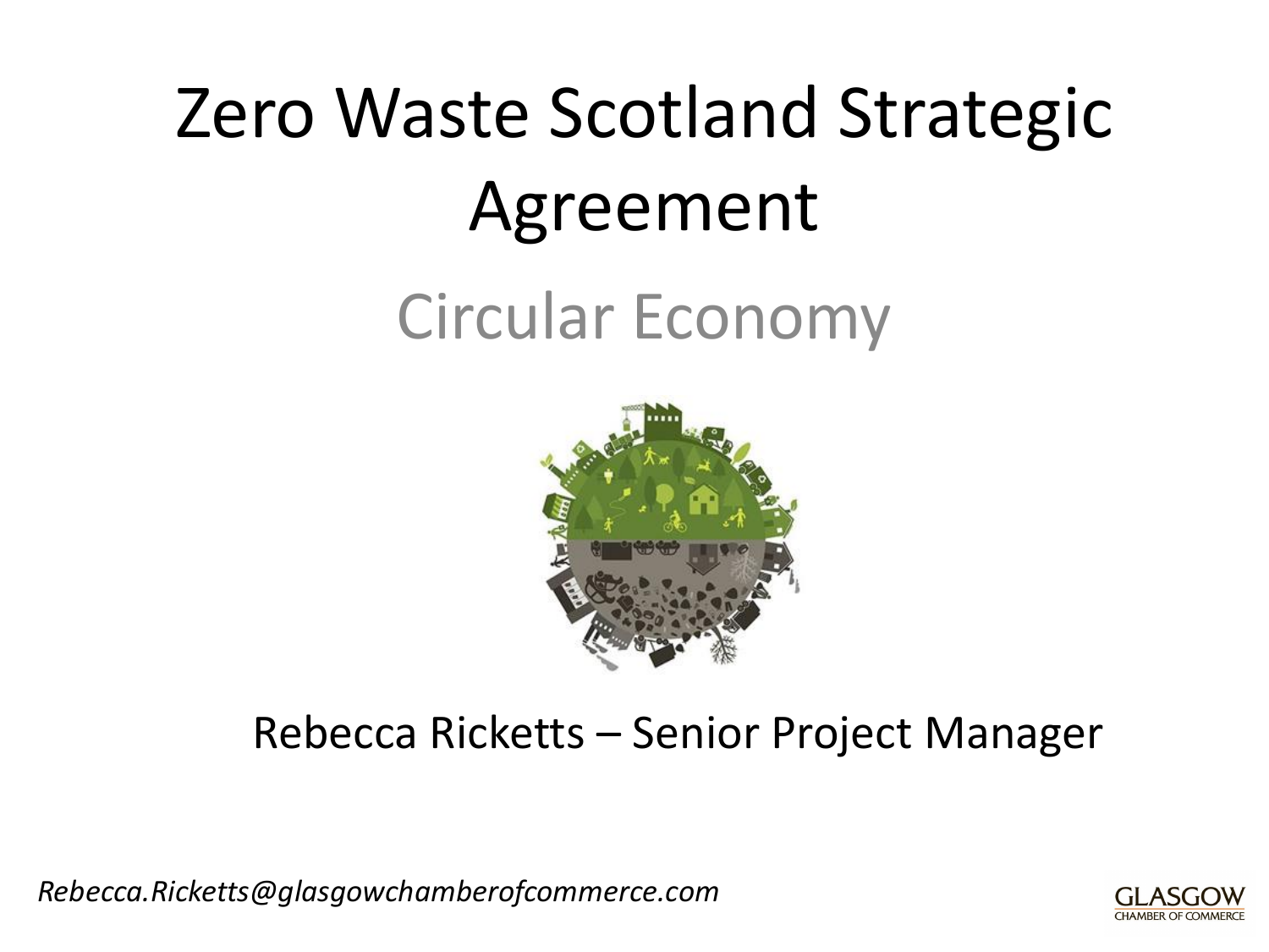# Zero Waste Scotland Strategic Agreement

## Circular Economy

Rebecca Ricketts – Senior Project Manager

*Rebecca.Ricketts@glasgowchamberofcommerce.com*

GLASGOW
CHAMBER OF COMMERCE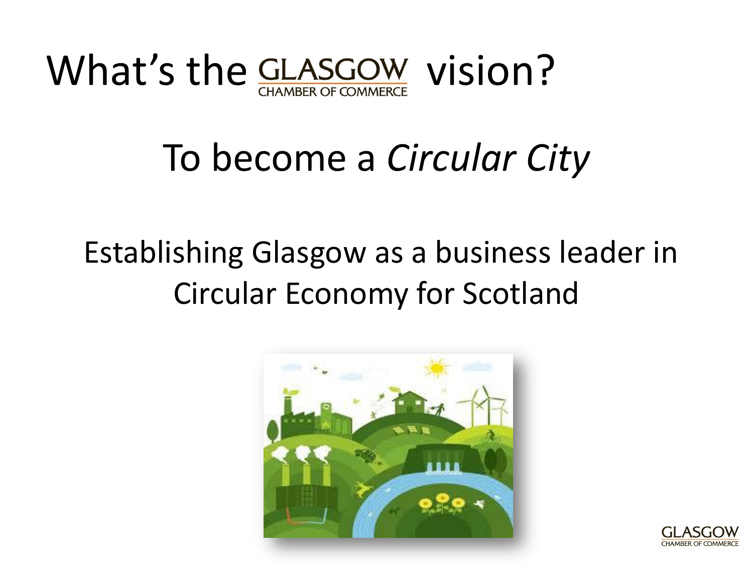# What's the GLASGOW CHAMBER OF COMMERCE vision?

## To become a *Circular City*

Establishing Glasgow as a business leader in Circular Economy for Scotland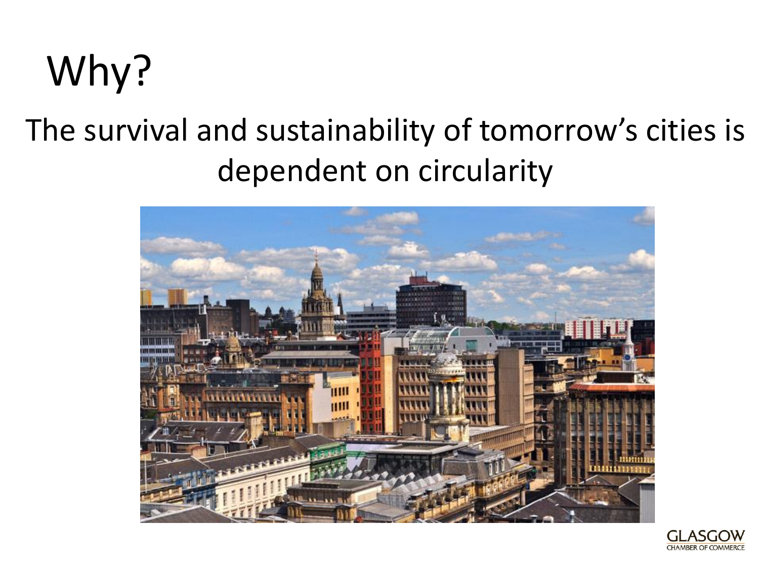# Why?

The survival and sustainability of tomorrow's cities is dependent on circularity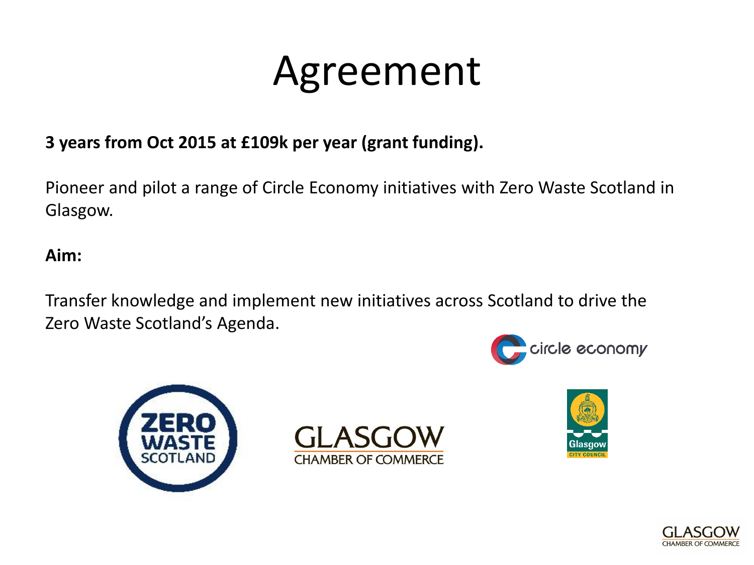# Agreement

**3 years from Oct 2015 at £109k per year (grant funding).**

Pioneer and pilot a range of Circle Economy initiatives with Zero Waste Scotland in Glasgow.

**Aim:**

Transfer knowledge and implement new initiatives across Scotland to drive the Zero Waste Scotland's Agenda.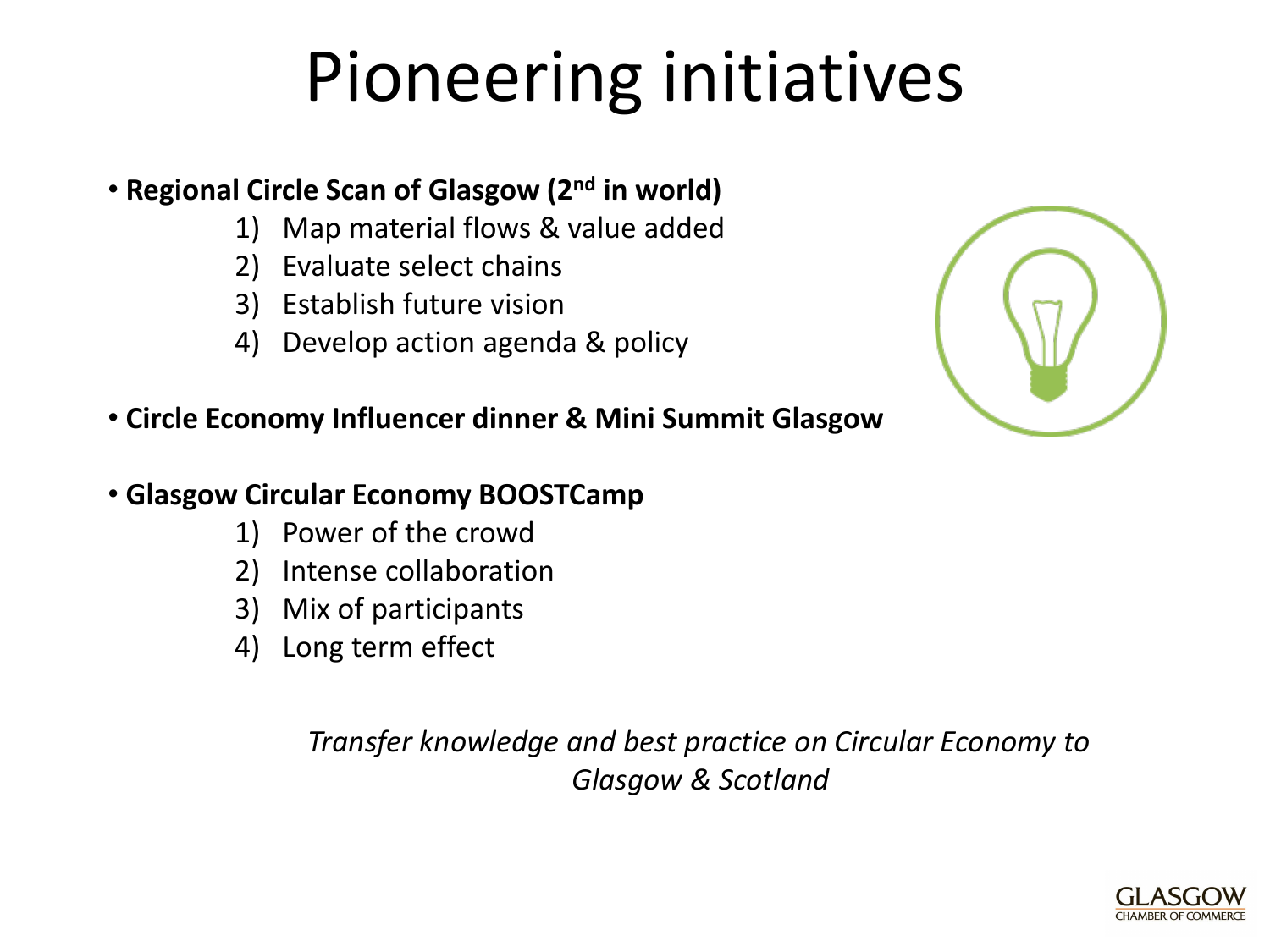# Pioneering initiatives

- **Regional Circle Scan of Glasgow (2nd in world)**
  1) Map material flows & value added
  2) Evaluate select chains
  3) Establish future vision
  4) Develop action agenda & policy

- **Circle Economy Influencer dinner & Mini Summit Glasgow**

- **Glasgow Circular Economy BOOSTCamp**
  1) Power of the crowd
  2) Intense collaboration
  3) Mix of participants
  4) Long term effect

*Transfer knowledge and best practice on Circular Economy to Glasgow & Scotland*

GLASGOW CHAMBER OF COMMERCE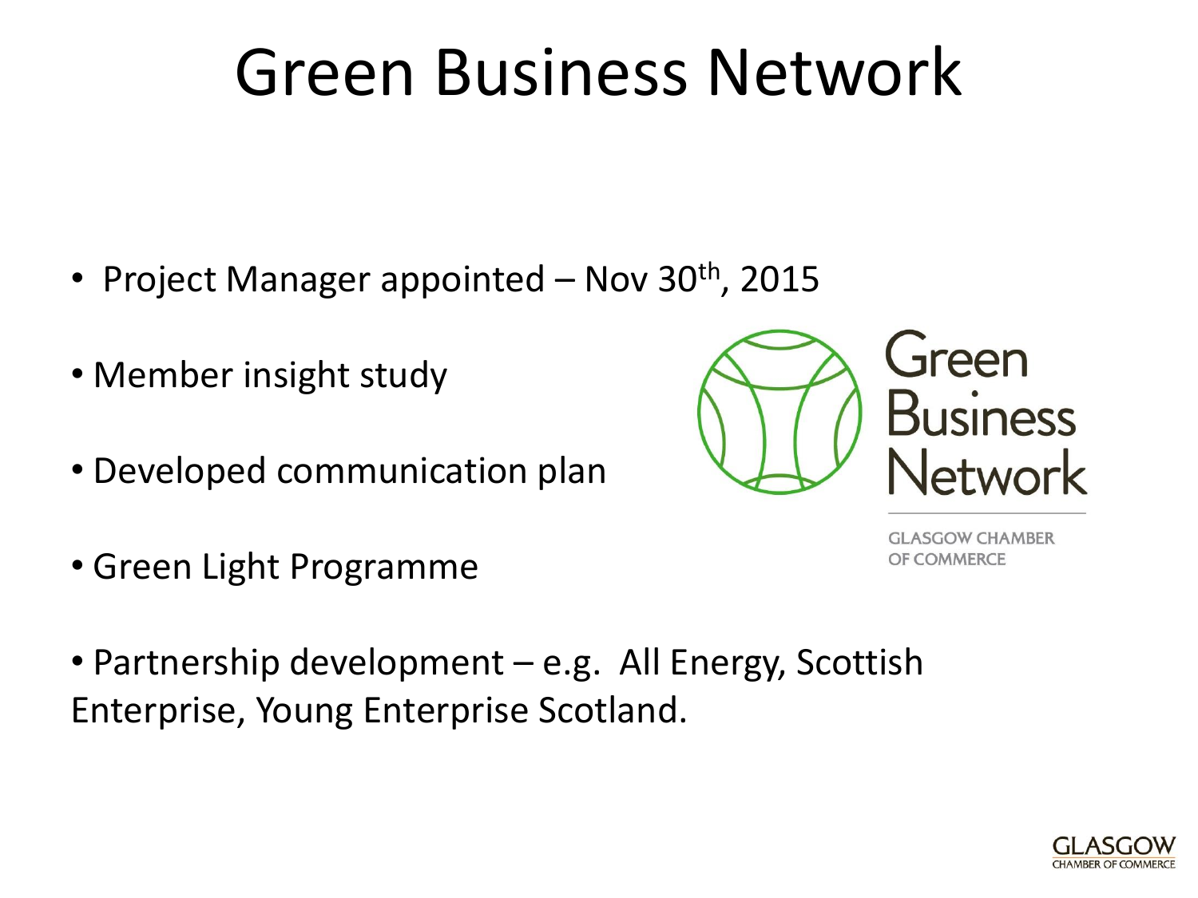# Green Business Network

- Project Manager appointed – Nov 30th, 2015
- Member insight study
- Developed communication plan
- Green Light Programme
- Partnership development – e.g. All Energy, Scottish Enterprise, Young Enterprise Scotland.

Green Business Network

GLASGOW CHAMBER OF COMMERCE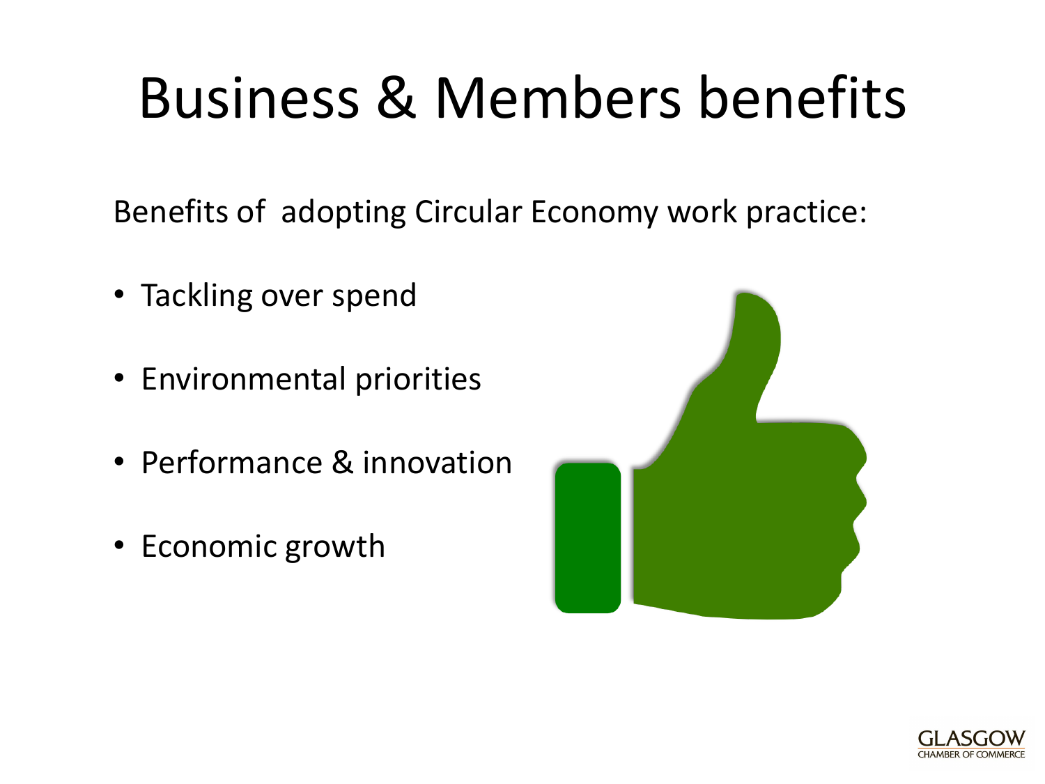# Business & Members benefits

Benefits of adopting Circular Economy work practice:

- Tackling over spend
- Environmental priorities
- Performance & innovation
- Economic growth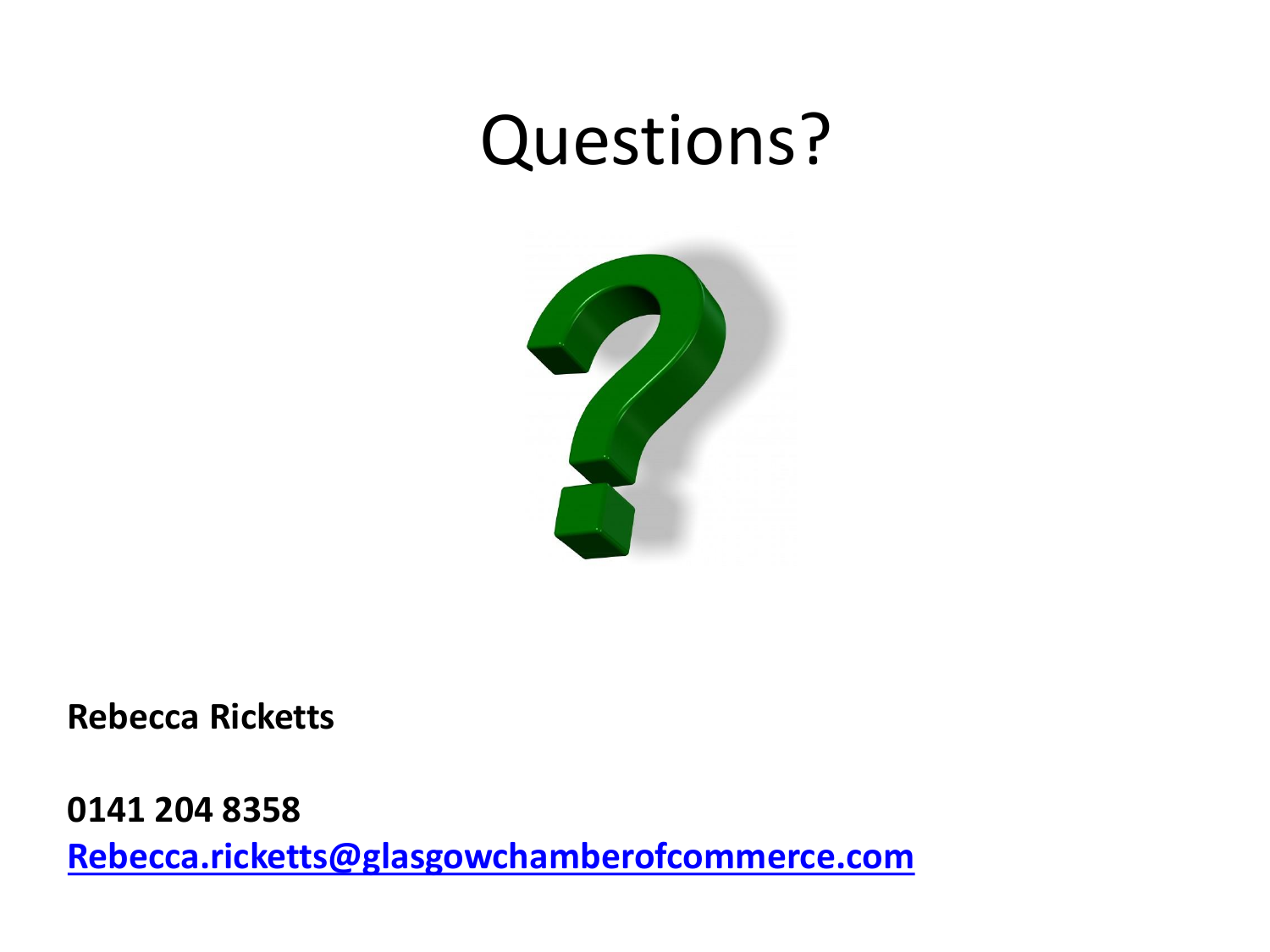# Questions?

**Rebecca Ricketts**

**0141 204 8358**
**[Rebecca.ricketts@glasgowchamberofcommerce.com](mailto:Rebecca.ricketts@glasgowchamberofcommerce.com)**